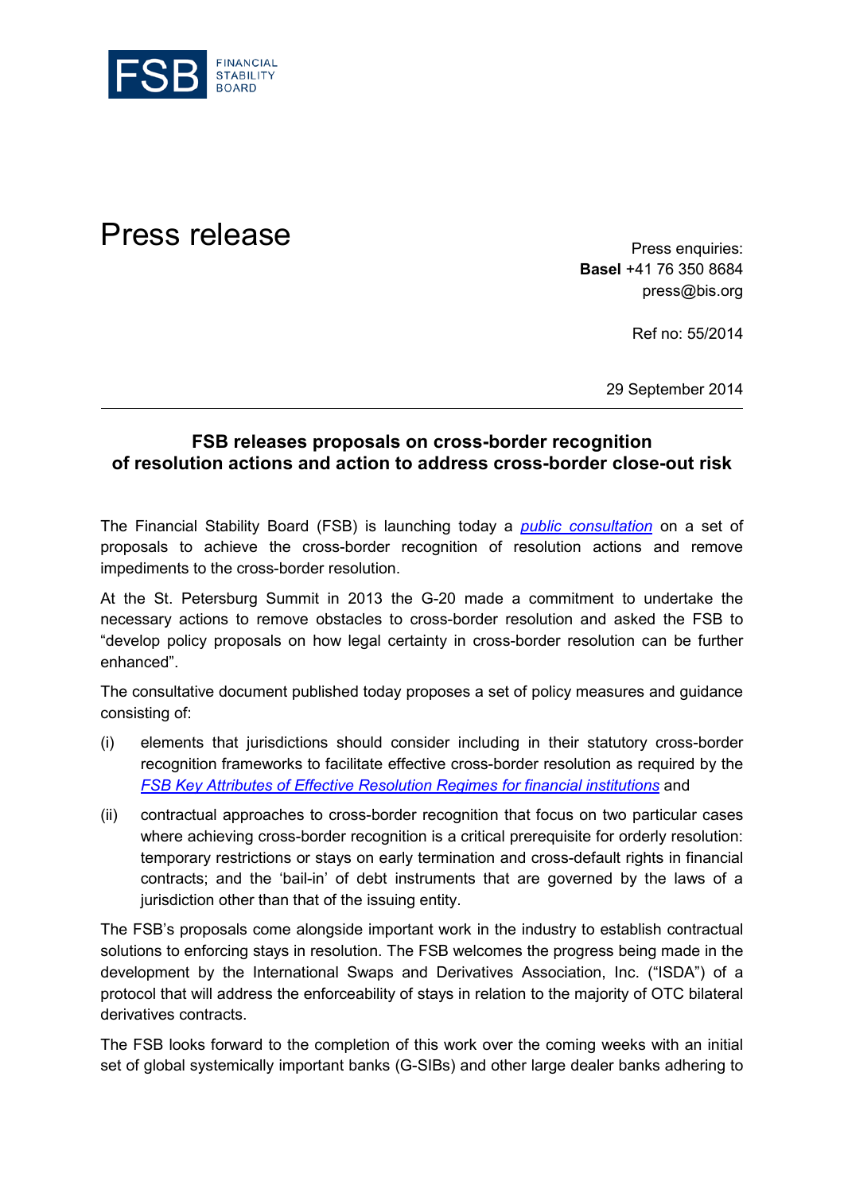FSB FINANCIAL STABILITY BOARD

# Press release

Press enquiries:
**Basel** +41 76 350 8684
press@bis.org

Ref no: 55/2014

29 September 2014

## FSB releases proposals on cross-border recognition of resolution actions and action to address cross-border close-out risk

The Financial Stability Board (FSB) is launching today a *public consultation* on a set of proposals to achieve the cross-border recognition of resolution actions and remove impediments to the cross-border resolution.

At the St. Petersburg Summit in 2013 the G-20 made a commitment to undertake the necessary actions to remove obstacles to cross-border resolution and asked the FSB to "develop policy proposals on how legal certainty in cross-border resolution can be further enhanced".

The consultative document published today proposes a set of policy measures and guidance consisting of:

(i) elements that jurisdictions should consider including in their statutory cross-border recognition frameworks to facilitate effective cross-border resolution as required by the *FSB Key Attributes of Effective Resolution Regimes for financial institutions* and

(ii) contractual approaches to cross-border recognition that focus on two particular cases where achieving cross-border recognition is a critical prerequisite for orderly resolution: temporary restrictions or stays on early termination and cross-default rights in financial contracts; and the 'bail-in' of debt instruments that are governed by the laws of a jurisdiction other than that of the issuing entity.

The FSB's proposals come alongside important work in the industry to establish contractual solutions to enforcing stays in resolution. The FSB welcomes the progress being made in the development by the International Swaps and Derivatives Association, Inc. ("ISDA") of a protocol that will address the enforceability of stays in relation to the majority of OTC bilateral derivatives contracts.

The FSB looks forward to the completion of this work over the coming weeks with an initial set of global systemically important banks (G-SIBs) and other large dealer banks adhering to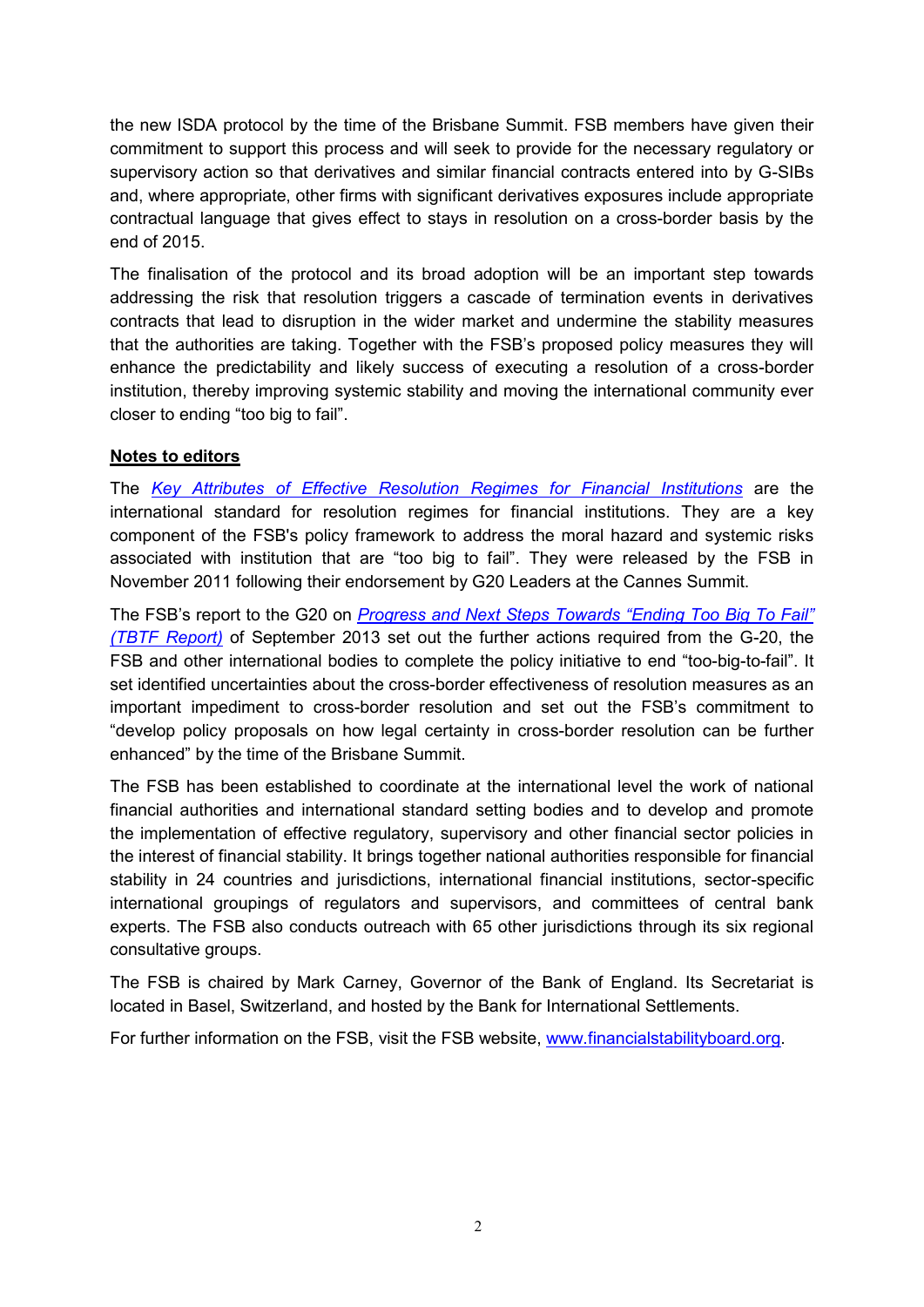the new ISDA protocol by the time of the Brisbane Summit. FSB members have given their commitment to support this process and will seek to provide for the necessary regulatory or supervisory action so that derivatives and similar financial contracts entered into by G-SIBs and, where appropriate, other firms with significant derivatives exposures include appropriate contractual language that gives effect to stays in resolution on a cross-border basis by the end of 2015.

The finalisation of the protocol and its broad adoption will be an important step towards addressing the risk that resolution triggers a cascade of termination events in derivatives contracts that lead to disruption in the wider market and undermine the stability measures that the authorities are taking. Together with the FSB's proposed policy measures they will enhance the predictability and likely success of executing a resolution of a cross-border institution, thereby improving systemic stability and moving the international community ever closer to ending "too big to fail".

**Notes to editors**

The *Key Attributes of Effective Resolution Regimes for Financial Institutions* are the international standard for resolution regimes for financial institutions. They are a key component of the FSB's policy framework to address the moral hazard and systemic risks associated with institution that are "too big to fail". They were released by the FSB in November 2011 following their endorsement by G20 Leaders at the Cannes Summit.

The FSB's report to the G20 on *Progress and Next Steps Towards "Ending Too Big To Fail" (TBTF Report)* of September 2013 set out the further actions required from the G-20, the FSB and other international bodies to complete the policy initiative to end "too-big-to-fail". It set identified uncertainties about the cross-border effectiveness of resolution measures as an important impediment to cross-border resolution and set out the FSB's commitment to "develop policy proposals on how legal certainty in cross-border resolution can be further enhanced" by the time of the Brisbane Summit.

The FSB has been established to coordinate at the international level the work of national financial authorities and international standard setting bodies and to develop and promote the implementation of effective regulatory, supervisory and other financial sector policies in the interest of financial stability. It brings together national authorities responsible for financial stability in 24 countries and jurisdictions, international financial institutions, sector-specific international groupings of regulators and supervisors, and committees of central bank experts. The FSB also conducts outreach with 65 other jurisdictions through its six regional consultative groups.

The FSB is chaired by Mark Carney, Governor of the Bank of England. Its Secretariat is located in Basel, Switzerland, and hosted by the Bank for International Settlements.

For further information on the FSB, visit the FSB website, www.financialstabilityboard.org.